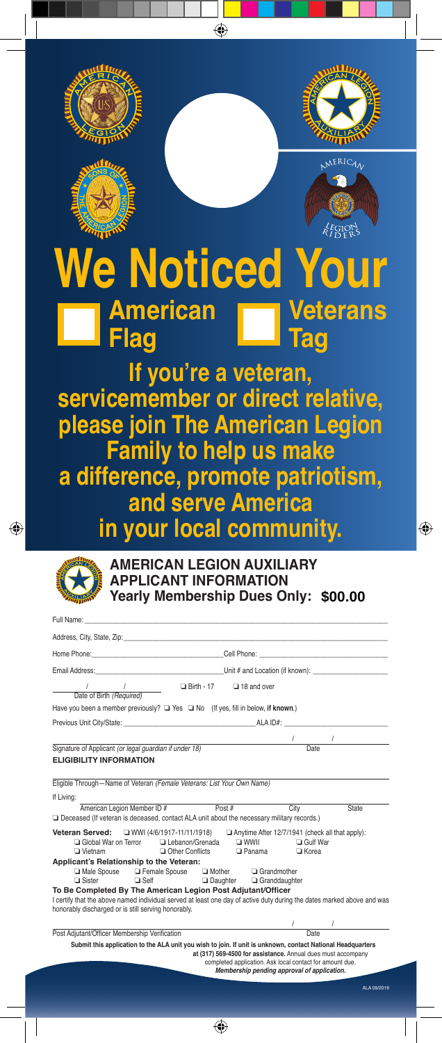# We Noticed Your

☐ **American Flag** ☐ **Veterans Tag**

**If you're a veteran, servicemember or direct relative, please join The American Legion Family to help us make a difference, promote patriotism, and serve America in your local community.**

## AMERICAN LEGION AUXILIARY APPLICANT INFORMATION

**Yearly Membership Dues Only: $00.00**

Full Name: ____________________

Address, City, State, Zip: ____________________

Home Phone: ____________________ Cell Phone: ____________________

Email Address: ____________________ Unit # and Location (if known): ____________________

___ / ___ / ___ ❑ Birth - 17 ❑ 18 and over
Date of Birth *(Required)*

Have you been a member previously? ❑ Yes ❑ No (If yes, fill in below, **if known**.)

Previous Unit City/State: ____________________ ALA ID#: ____________________

____________________ ___ / ___ / ___
Signature of Applicant *(or legal guardian if under 18)* Date

**ELIGIBILITY INFORMATION**

____________________
Eligible Through—Name of Veteran *(Female Veterans: List Your Own Name)*

If Living: ____________________
American Legion Member ID # Post # City State

❑ Deceased (If veteran is deceased, contact ALA unit about the necessary military records.)

**Veteran Served:** ❑ WWI (4/6/1917-11/11/1918) ❑ Anytime After 12/7/1941 (check all that apply):
❑ Global War on Terror ❑ Lebanon/Grenada ❑ WWII ❑ Gulf War
❑ Vietnam ❑ Other Conflicts ❑ Panama ❑ Korea

**Applicant's Relationship to the Veteran:**
❑ Male Spouse ❑ Female Spouse ❑ Mother ❑ Grandmother
❑ Sister ❑ Self ❑ Daughter ❑ Granddaughter

**To Be Completed By The American Legion Post Adjutant/Officer**

I certify that the above named individual served at least one day of active duty during the dates marked above and was honorably discharged or is still serving honorably.

____________________ ___ / ___ / ___
Post Adjutant/Officer Membership Verification Date

**Submit this application to the ALA unit you wish to join. If unit is unknown, contact National Headquarters at (317) 569-4500 for assistance.** Annual dues must accompany completed application. Ask local contact for amount due.
***Membership pending approval of application.***

ALA 09/2019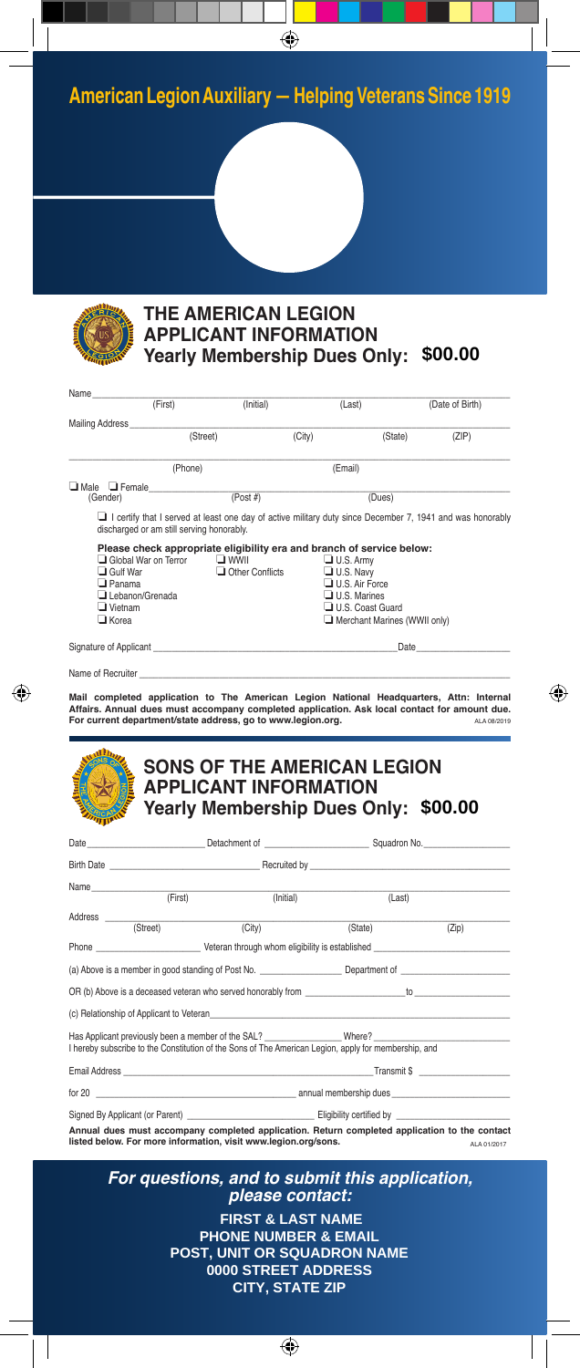# American Legion Auxiliary — Helping Veterans Since 1919

## THE AMERICAN LEGION APPLICANT INFORMATION

### Yearly Membership Dues Only: $00.00

Name ______________________________________________
(First) (Initial) (Last) (Date of Birth)

Mailing Address ______________________________________________
(Street) (City) (State) (ZIP)

______________________________________________
(Phone) (Email)

❑ Male ❑ Female ______________________________________________
(Gender) (Post #) (Dues)

❑ I certify that I served at least one day of active military duty since December 7, 1941 and was honorably discharged or am still serving honorably.

**Please check appropriate eligibility era and branch of service below:**

- ❑ Global War on Terror
- ❑ Gulf War
- ❑ Panama
- ❑ Lebanon/Grenada
- ❑ Vietnam
- ❑ Korea
- ❑ WWII
- ❑ Other Conflicts
- ❑ U.S. Army
- ❑ U.S. Navy
- ❑ U.S. Air Force
- ❑ U.S. Marines
- ❑ U.S. Coast Guard
- ❑ Merchant Marines (WWII only)

Signature of Applicant ______________________________ Date ______________

Name of Recruiter ______________________________________________

**Mail completed application to The American Legion National Headquarters, Attn: Internal Affairs. Annual dues must accompany completed application. Ask local contact for amount due. For current department/state address, go to www.legion.org.**

ALA 08/2019

## SONS OF THE AMERICAN LEGION APPLICANT INFORMATION

### Yearly Membership Dues Only: $00.00

Date ______________ Detachment of ______________ Squadron No. ______________

Birth Date ______________ Recruited by ______________

Name ______________________________________________
(First) (Initial) (Last)

Address ______________________________________________
(Street) (City) (State) (Zip)

Phone ______________ Veteran through whom eligibility is established ______________

(a) Above is a member in good standing of Post No. ______________ Department of ______________

OR (b) Above is a deceased veteran who served honorably from ______________ to ______________

(c) Relationship of Applicant to Veteran ______________________________

Has Applicant previously been a member of the SAL? ______________ Where? ______________
I hereby subscribe to the Constitution of the Sons of The American Legion, apply for membership, and

Email Address ______________________________ Transmit $ ______________

for 20 ______________________________ annual membership dues ______________

Signed By Applicant (or Parent) ______________ Eligibility certified by ______________

**Annual dues must accompany completed application. Return completed application to the contact listed below. For more information, visit www.legion.org/sons.**

ALA 01/2017

***For questions, and to submit this application, please contact:***

**FIRST & LAST NAME**
**PHONE NUMBER & EMAIL**
**POST, UNIT OR SQUADRON NAME**
**0000 STREET ADDRESS**
**CITY, STATE ZIP**